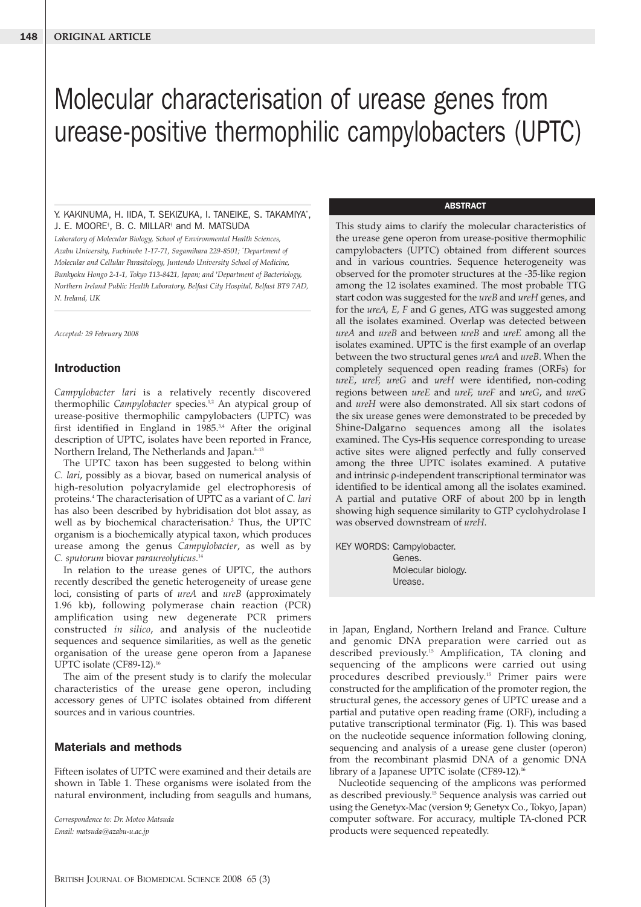# Molecular characterisation of urease genes from urease-positive thermophilic campylobacters (UPTC)

Y. KAKINUMA, H. IIDA, T. SEKIZUKA, I. TANEIKE, S. TAKAMIYA[*], J. E. MOORE[†], B. C. MILLAR[†] and M. MATSUDA

*Laboratory of Molecular Biology, School of Environmental Health Sciences, Azabu University, Fuchinobe 1-17-71, Sagamihara 229-8501; \*Department of Molecular and Cellular Parasitology, Juntendo University School of Medicine, Bunkyoku Hongo 2-1-1, Tokyo 113-8421, Japan; and †Department of Bacteriology, Northern Ireland Public Health Laboratory, Belfast City Hospital, Belfast BT9 7AD, N. Ireland, UK*

*Accepted: 29 February 2008*

## ABSTRACT

This study aims to clarify the molecular characteristics of the urease gene operon from urease-positive thermophilic campylobacters (UPTC) obtained from different sources and in various countries. Sequence heterogeneity was observed for the promoter structures at the -35-like region among the 12 isolates examined. The most probable TTG start codon was suggested for the *ureB* and *ureH* genes, and for the *ureA, E, F* and *G* genes, ATG was suggested among all the isolates examined. Overlap was detected between *ureA* and *ureB* and between *ureB* and *ureE* among all the isolates examined. UPTC is the first example of an overlap between the two structural genes *ureA* and *ureB*. When the completely sequenced open reading frames (ORFs) for *ureE*, *ureF, ureG* and *ureH* were identified, non-coding regions between *ureE* and *ureF, ureF* and *ureG*, and *ureG* and *ureH* were also demonstrated. All six start codons of the six urease genes were demonstrated to be preceded by Shine-Dalgarno sequences among all the isolates examined. The Cys-His sequence corresponding to urease active sites were aligned perfectly and fully conserved among the three UPTC isolates examined. A putative and intrinsic ρ-independent transcriptional terminator was identified to be identical among all the isolates examined. A partial and putative ORF of about 200 bp in length showing high sequence similarity to GTP cyclohydrolase I was observed downstream of *ureH*.

KEY WORDS: Campylobacter. Genes. Molecular biology. Urease.

## Introduction

*Campylobacter lari* is a relatively recently discovered thermophilic *Campylobacter* species.[1,2] An atypical group of urease-positive thermophilic campylobacters (UPTC) was first identified in England in 1985.[3,4] After the original description of UPTC, isolates have been reported in France, Northern Ireland, The Netherlands and Japan.[5–13]

The UPTC taxon has been suggested to belong within *C. lari*, possibly as a biovar, based on numerical analysis of high-resolution polyacrylamide gel electrophoresis of proteins.[4] The characterisation of UPTC as a variant of *C. lari* has also been described by hybridisation dot blot assay, as well as by biochemical characterisation.[3] Thus, the UPTC organism is a biochemically atypical taxon, which produces urease among the genus *Campylobacter*, as well as by *C. sputorum* biovar *paraureolyticus*.[14]

In relation to the urease genes of UPTC, the authors recently described the genetic heterogeneity of urease gene loci, consisting of parts of *ureA* and *ureB* (approximately 1.96 kb), following polymerase chain reaction (PCR) amplification using new degenerate PCR primers constructed *in silico*, and analysis of the nucleotide sequences and sequence similarities, as well as the genetic organisation of the urease gene operon from a Japanese UPTC isolate (CF89-12).[16]

The aim of the present study is to clarify the molecular characteristics of the urease gene operon, including accessory genes of UPTC isolates obtained from different sources and in various countries.

## Materials and methods

Fifteen isolates of UPTC were examined and their details are shown in Table 1. These organisms were isolated from the natural environment, including from seagulls and humans, in Japan, England, Northern Ireland and France. Culture and genomic DNA preparation were carried out as described previously.[15] Amplification, TA cloning and sequencing of the amplicons were carried out using procedures described previously.[15] Primer pairs were constructed for the amplification of the promoter region, the structural genes, the accessory genes of UPTC urease and a partial and putative open reading frame (ORF), including a putative transcriptional terminator (Fig. 1). This was based on the nucleotide sequence information following cloning, sequencing and analysis of a urease gene cluster (operon) from the recombinant plasmid DNA of a genomic DNA library of a Japanese UPTC isolate (CF89-12).[16]

Nucleotide sequencing of the amplicons was performed as described previously.[15] Sequence analysis was carried out using the Genetyx-Mac (version 9; Genetyx Co., Tokyo, Japan) computer software. For accuracy, multiple TA-cloned PCR products were sequenced repeatedly.

*Correspondence to: Dr. Motoo Matsuda*
*Email: matsuda@azabu-u.ac.jp*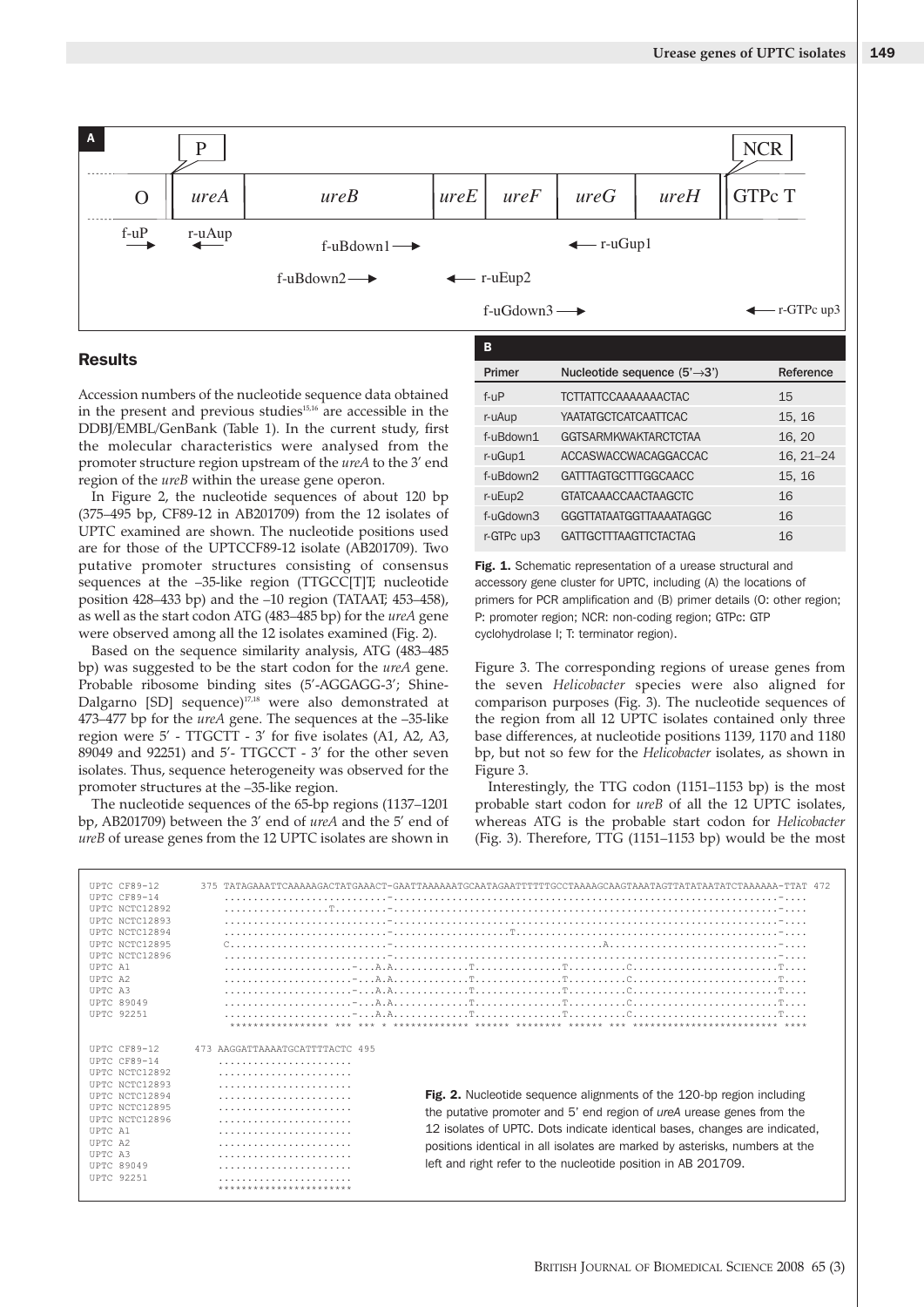## A

| | P | | | | | | NCR |
|---|---|---|---|---|---|---|---|
| O | *ureA* | *ureB* | *ureE* | *ureF* | *ureG* | *ureH* | GTPc T |

f-uP →  ← r-uAup  f-uBdown1 →  ← r-uGup1

f-uBdown2 →  ← r-uEup2

f-uGdown3 →  ← r-GTPc up3

## B

| Primer | Nucleotide sequence (5'→3') | Reference |
|---|---|---|
| f-uP | TCTTATTCCAAAAAAACTAC | 15 |
| r-uAup | YAATATGCTCATCAATTCAC | 15, 16 |
| f-uBdown1 | GGTSARMKWAKTARCTCTAA | 16, 20 |
| r-uGup1 | ACCASWACCWACAGGACCAC | 16, 21–24 |
| f-uBdown2 | GATTTAGTGCTTTGGCAACC | 15, 16 |
| r-uEup2 | GTATCAAACCAACTAAGCTC | 16 |
| f-uGdown3 | GGGTTATAATGGTTAAAATAGGC | 16 |
| r-GTPc up3 | GATTGCTTTAAGTTCTACTAG | 16 |

**Fig. 1.** Schematic representation of a urease structural and accessory gene cluster for UPTC, including (A) the locations of primers for PCR amplification and (B) primer details (O: other region; P: promoter region; NCR: non-coding region; GTPc: GTP cyclohydrolase I; T: terminator region).

## Results

Accession numbers of the nucleotide sequence data obtained in the present and previous studies[15,16] are accessible in the DDBJ/EMBL/GenBank (Table 1). In the current study, first the molecular characteristics were analysed from the promoter structure region upstream of the *ureA* to the 3' end region of the *ureB* within the urease gene operon.

In Figure 2, the nucleotide sequences of about 120 bp (375–495 bp, CF89-12 in AB201709) from the 12 isolates of UPTC examined are shown. The nucleotide positions used are for those of the UPTCCF89-12 isolate (AB201709). Two putative promoter structures consisting of consensus sequences at the –35-like region (TTGCC[T]T; nucleotide position 428–433 bp) and the –10 region (TATAAT; 453–458), as well as the start codon ATG (483–485 bp) for the *ureA* gene were observed among all the 12 isolates examined (Fig. 2).

Based on the sequence similarity analysis, ATG (483–485 bp) was suggested to be the start codon for the *ureA* gene. Probable ribosome binding sites (5'-AGGAGG-3'; Shine-Dalgarno [SD] sequence)[17,18] were also demonstrated at 473–477 bp for the *ureA* gene. The sequences at the –35-like region were 5' - TTGCTT - 3' for five isolates (A1, A2, A3, 89049 and 92251) and 5'- TTGCCT - 3' for the other seven isolates. Thus, sequence heterogeneity was observed for the promoter structures at the –35-like region.

The nucleotide sequences of the 65-bp regions (1137–1201 bp, AB201709) between the 3' end of *ureA* and the 5' end of *ureB* of urease genes from the 12 UPTC isolates are shown in Figure 3. The corresponding regions of urease genes from the seven *Helicobacter* species were also aligned for comparison purposes (Fig. 3). The nucleotide sequences of the region from all 12 UPTC isolates contained only three base differences, at nucleotide positions 1139, 1170 and 1180 bp, but not so few for the *Helicobacter* isolates, as shown in Figure 3.

Interestingly, the TTG codon (1151–1153 bp) is the most probable start codon for *ureB* of all the 12 UPTC isolates, whereas ATG is the probable start codon for *Helicobacter* (Fig. 3). Therefore, TTG (1151–1153 bp) would be the most

```
UPTC CF89-12     375 TATAGAAATTCAAAAAGACTATGAAACT-GAATTAAAAAATGCAATAGAATTTTTTGCCTAAAAGCAAGTAAATAGTTATATAATATCTAAAAAA-TTAT 472
UPTC CF89-14         ...........................-..................................................................-....
UPTC NCTC12892       .................T.........-..................................................................-....
UPTC NCTC12893       ...........................-..................................................................-....
UPTC NCTC12894       ...........................-...................T..............................................-....
UPTC NCTC12895       C..........................-....................................A.............................-....
UPTC NCTC12896       ...........................-..................................................................-....
UPTC A1              ......................-...A.A.............T...............T..........C.........................T....
UPTC A2              ......................-...A.A.............T...............T..........C.........................T....
UPTC A3              ......................-...A.A.............T...............T..........C.........................T....
UPTC 89049           ......................-...A.A.............T...............T..........C.........................T....
UPTC 92251           ......................-...A.A.............T...............T..........C.........................T....
                     ****************** *** *** * ************* ****** ******** ****** *** ************************ ****

UPTC CF89-12     473 AAGGATTAAAATGCATTTTACTC 495
UPTC CF89-14         .......................
UPTC NCTC12892       .......................
UPTC NCTC12893       .......................
UPTC NCTC12894       .......................
UPTC NCTC12895       .......................
UPTC NCTC12896       .......................
UPTC A1              .......................
UPTC A2              .......................
UPTC A3              .......................
UPTC 89049           .......................
UPTC 92251           .......................
                     ***********************
```

**Fig. 2.** Nucleotide sequence alignments of the 120-bp region including the putative promoter and 5' end region of *ureA* urease genes from the 12 isolates of UPTC. Dots indicate identical bases, changes are indicated, positions identical in all isolates are marked by asterisks, numbers at the left and right refer to the nucleotide position in AB 201709.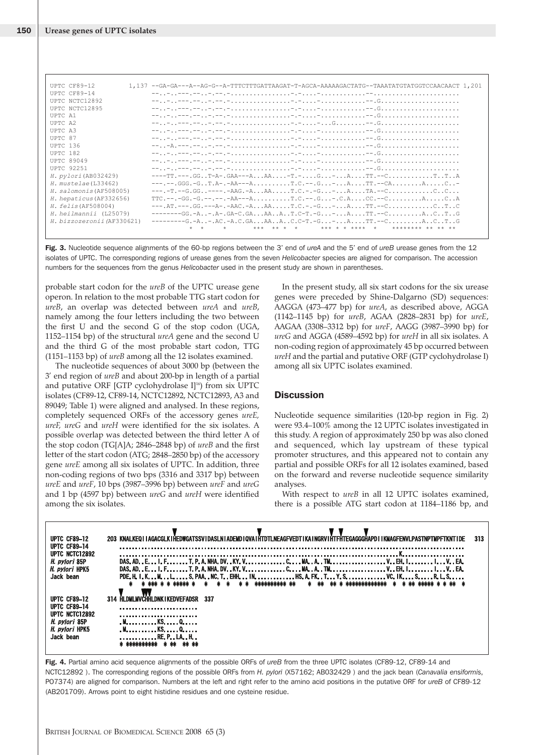```
UPTC CF89-12          1,137 --GA-GA---A--AG-G--A-TTTCTTTGATTAAGAT-T-AGCA-AAAAAGACTATG--TAAATATGTATGGTCCAACAACT 1,201
UPTC CF89-14                --..-..---.--..-.--.-...............-.-....-...........--......................
UPTC NCTC12892              --..-..---.--..-.--.-...............-.-....-...........--.G.....................
UPTC NCTC12895              --..-..---.--..-.--.-...............-.-....-...........--.G.....................
UPTC A1                     --..-..---.--..-.--.-...............-.-....-...........--.G.....................
UPTC A2                     --..-..---.--..-.--.-...............-.-....-...G........--.G.....................
UPTC A3                     --..-..---.--..-.--.-...............-.-....-...........--.G.....................
UPTC 87                     --..-..---.--..-.--.-...............-.-....-...........--.G.....................
UPTC 136                    --..-A..---.--..-.--.-...............-.-....-...........--.G.....................
UPTC 182                    --..-..---.--..-.--.-...............-.-....-...........--.G.....................
UPTC 89049                  --..-..---.--..-.--.-...............-.-....-...........--.G.....................
UPTC 92251                  --..-..---.--..-.--.-...............-.-....-...........--.G.....................
H. pylori(AB032429)         ----TT.---.GG..T-A-.GAA---A...AA....-T.-....G...-...A....TT.--C...........T..T..A
H. mustelae(L33462)         ---.--.GGG.-G..T.A-.-AA---A.........T.C.--.G...-...A....TT.--CA........A.....C..-
H. salomonis(AF508005)      ---.-T.--G.GG..----.-AAG.-A...AA.....T.C.-.G...-...A....TA.--C............C..C...
H. hepaticus(AF332656)      TTC.--.-GG.-G.--.--.-AA---A.........T.C.--.G...-.C.A....CC.--C.........A.....C..A
H. felis(AF508004)          ---.AT.---.GG.---A-.-AAC.-A...AA.....T.C.-.G...-...A....TT.--C...........C..T..C
H. heilmannii (L25079)      --------GG.-A..-.A-.GA-C.GA...AA..A..T.C-T.-G...-...A....TT.--C.........A..C..T..G
H. bizzozeronii(AF330621)   ---------G.-A..-.AC.-A.C.GA...AA..A..C.C-T.-G...-...A....TT.--C.........A..C..T..G
                                   *  *      *        ***  ** *  *       *** * * ****  *    ******** ** ** **
```

**Fig. 3.** Nucleotide sequence alignments of the 60-bp regions between the 3′ end of *ureA* and the 5′ end of *ureB* urease genes from the 12 isolates of UPTC. The corresponding regions of urease genes from the seven *Helicobacter* species are aligned for comparison. The accession numbers for the sequences from the genus *Helicobacter* used in the present study are shown in parentheses.

probable start codon for the *ureB* of the UPTC urease gene operon. In relation to the most probable TTG start codon for *ureB*, an overlap was detected between *ureA* and *ureB*, namely among the four letters including the two between the first U and the second G of the stop codon (UGA, 1152–1154 bp) of the structural *ureA* gene and the second U and the third G of the most probable start codon, TTG (1151–1153 bp) of *ureB* among all the 12 isolates examined.

The nucleotide sequences of about 3000 bp (between the 3′ end region of *ureB* and about 200-bp in length of a partial and putative ORF [GTP cyclohydrolase I][18]) from six UPTC isolates (CF89-12, CF89-14, NCTC12892, NCTC12893, A3 and 89049; Table 1) were aligned and analysed. In these regions, completely sequenced ORFs of the accessory genes *ureE, ureF, ureG* and *ureH* were identified for the six isolates. A possible overlap was detected between the third letter A of the stop codon (TG[A]A; 2846–2848 bp) of *ureB* and the first letter of the start codon (ATG; 2848–2850 bp) of the accessory gene *ureE* among all six isolates of UPTC. In addition, three non-coding regions of two bps (3316 and 3317 bp) between *ureE* and *ureF*, 10 bps (3987–3996 bp) between *ureF* and *ureG* and 1 bp (4597 bp) between *ureG* and *ureH* were identified among the six isolates.

In the present study, all six start codons for the six urease genes were preceded by Shine-Dalgarno (SD) sequences: AAGGA (473–477 bp) for *ureA*, as described above, AGGA (1142–1145 bp) for *ureB*, AGAA (2828–2831 bp) for *ureE*, AAGAA (3308–3312 bp) for *ureF*, AAGG (3987–3990 bp) for *ureG* and AGGA (4589–4592 bp) for *ureH* in all six isolates. A non-coding region of approximately 45 bp occurred between *ureH* and the partial and putative ORF (GTP cyclohydrolase I) among all six UPTC isolates examined.

## Discussion

Nucleotide sequence similarities (120-bp region in Fig. 2) were 93.4–100% among the 12 UPTC isolates investigated in this study. A region of approximately 250 bp was also cloned and sequenced, which lay upstream of these typical promoter structures, and this appeared not to contain any partial and possible ORFs for all 12 isolates examined, based on the forward and reverse nucleotide sequence similarity analyses.

With respect to *ureB* in all 12 UPTC isolates examined, there is a possible ATG start codon at 1184–1186 bp, and

```
UPTC CF89-12    203 KNALKEQIIAGACGLKIHEDWGATSSVIDASLNIADEMDIQVAIHTDTLNEAGFVEDTIKAINGRVIHTFHTEGAGGGHAPDIIKMAGFENVLPASTNPTMPFTKNTIDE  313
UPTC CF89-14        ...........................................................................................................
UPTC NCTC12892      ..................................................................................K........................
H. pylori 85P       DAS.AD..E...I.F.......T.P.A.NHA.DV..KY.V............C....MA..A..TM..................V..EH.I........I...V..EA.
H. pylori HPK5      DAS.AD..E...I.F.......T.P.A.NHA.DV..KY.V............C....MA..A..TM..................V..EH.I........I...V..EA.
Jack bean           PDE.H.I.K...M...L.....S.PAA..NC.T..EHH...IN............HS.A.FK..T...Y.S.............VC.IK....S.....R.L.S.....
                        *   * *** * * ***** *   *   *  *   * *  *********** **    *  **   ** * *************  *  * ** ***** * * **  *

UPTC CF89-12    314 HLDMLMVCHHLDNKIKEDVEFADSR  337
UPTC CF89-14        .........................
UPTC NCTC12892      .........................
H. pylori 85P       .M..........KS.....Q.....
H. pylori HPK5      .M..........KS.....Q.....
Jack bean           .............RE.P..LA..H..
                    * *********  * **  ** **
```

**Fig. 4.** Partial amino acid sequence alignments of the possible ORFs of *ureB* from the three UPTC isolates (CF89-12, CF89-14 and NCTC12892 ). The corresponding regions of the possible ORFs from *H. pylori* (X57162; AB032429 ) and the jack bean (*Canavalia ensiformis*, P07374) are aligned for comparison. Numbers at the left and right refer to the amino acid positions in the putative ORF for *ureB* of CF89-12 (AB201709). Arrows point to eight histidine residues and one cysteine residue.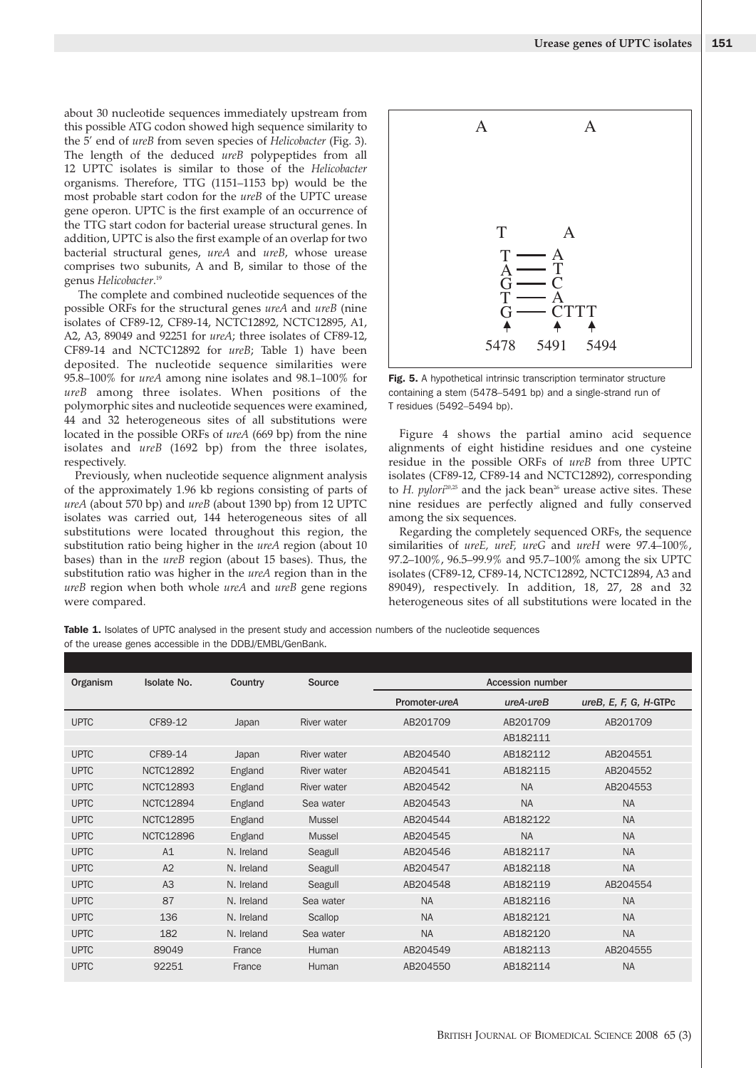about 30 nucleotide sequences immediately upstream from this possible ATG codon showed high sequence similarity to the 5′ end of *ureB* from seven species of *Helicobacter* (Fig. 3). The length of the deduced *ureB* polypeptides from all 12 UPTC isolates is similar to those of the *Helicobacter* organisms. Therefore, TTG (1151–1153 bp) would be the most probable start codon for the *ureB* of the UPTC urease gene operon. UPTC is the first example of an occurrence of the TTG start codon for bacterial urease structural genes. In addition, UPTC is also the first example of an overlap for two bacterial structural genes, *ureA* and *ureB*, whose urease comprises two subunits, A and B, similar to those of the genus *Helicobacter*.[19]

The complete and combined nucleotide sequences of the possible ORFs for the structural genes *ureA* and *ureB* (nine isolates of CF89-12, CF89-14, NCTC12892, NCTC12895, A1, A2, A3, 89049 and 92251 for *ureA*; three isolates of CF89-12, CF89-14 and NCTC12892 for *ureB*; Table 1) have been deposited. The nucleotide sequence similarities were 95.8–100% for *ureA* among nine isolates and 98.1–100% for *ureB* among three isolates. When positions of the polymorphic sites and nucleotide sequences were examined, 44 and 32 heterogeneous sites of all substitutions were located in the possible ORFs of *ureA* (669 bp) from the nine isolates and *ureB* (1692 bp) from the three isolates, respectively.

Previously, when nucleotide sequence alignment analysis of the approximately 1.96 kb regions consisting of parts of *ureA* (about 570 bp) and *ureB* (about 1390 bp) from 12 UPTC isolates was carried out, 144 heterogeneous sites of all substitutions were located throughout this region, the substitution ratio being higher in the *ureA* region (about 10 bases) than in the *ureB* region (about 15 bases). Thus, the substitution ratio was higher in the *ureA* region than in the *ureB* region when both whole *ureA* and *ureB* gene regions were compared.

```
 A           A

 T         A
 T ——— A
 A ——— T
 G ——— C
 T ——— A
 G ——— CTTT
 ↑       ↑   ↑
5478   5491 5494
```

**Fig. 5.** A hypothetical intrinsic transcription terminator structure containing a stem (5478–5491 bp) and a single-strand run of T residues (5492–5494 bp).

Figure 4 shows the partial amino acid sequence alignments of eight histidine residues and one cysteine residue in the possible ORFs of *ureB* from three UPTC isolates (CF89-12, CF89-14 and NCTC12892), corresponding to *H. pylori*[20,25] and the jack bean[26] urease active sites. These nine residues are perfectly aligned and fully conserved among the six sequences.

Regarding the completely sequenced ORFs, the sequence similarities of *ureE, ureF, ureG* and *ureH* were 97.4–100%, 97.2–100%, 96.5–99.9% and 95.7–100% among the six UPTC isolates (CF89-12, CF89-14, NCTC12892, NCTC12894, A3 and 89049), respectively. In addition, 18, 27, 28 and 32 heterogeneous sites of all substitutions were located in the

**Table 1.** Isolates of UPTC analysed in the present study and accession numbers of the nucleotide sequences of the urease genes accessible in the DDBJ/EMBL/GenBank.

| Organism | Isolate No. | Country | Source | Accession number | | |
|---|---|---|---|---|---|---|
| | | | | Promoter-*ureA* | *ureA-ureB* | *ureB, E, F, G, H*-GTPc |
| UPTC | CF89-12 | Japan | River water | AB201709 | AB201709 | AB201709 |
| | | | | | AB182111 | |
| UPTC | CF89-14 | Japan | River water | AB204540 | AB182112 | AB204551 |
| UPTC | NCTC12892 | England | River water | AB204541 | AB182115 | AB204552 |
| UPTC | NCTC12893 | England | River water | AB204542 | NA | AB204553 |
| UPTC | NCTC12894 | England | Sea water | AB204543 | NA | NA |
| UPTC | NCTC12895 | England | Mussel | AB204544 | AB182122 | NA |
| UPTC | NCTC12896 | England | Mussel | AB204545 | NA | NA |
| UPTC | A1 | N. Ireland | Seagull | AB204546 | AB182117 | NA |
| UPTC | A2 | N. Ireland | Seagull | AB204547 | AB182118 | NA |
| UPTC | A3 | N. Ireland | Seagull | AB204548 | AB182119 | AB204554 |
| UPTC | 87 | N. Ireland | Sea water | NA | AB182116 | NA |
| UPTC | 136 | N. Ireland | Scallop | NA | AB182121 | NA |
| UPTC | 182 | N. Ireland | Sea water | NA | AB182120 | NA |
| UPTC | 89049 | France | Human | AB204549 | AB182113 | AB204555 |
| UPTC | 92251 | France | Human | AB204550 | AB182114 | NA |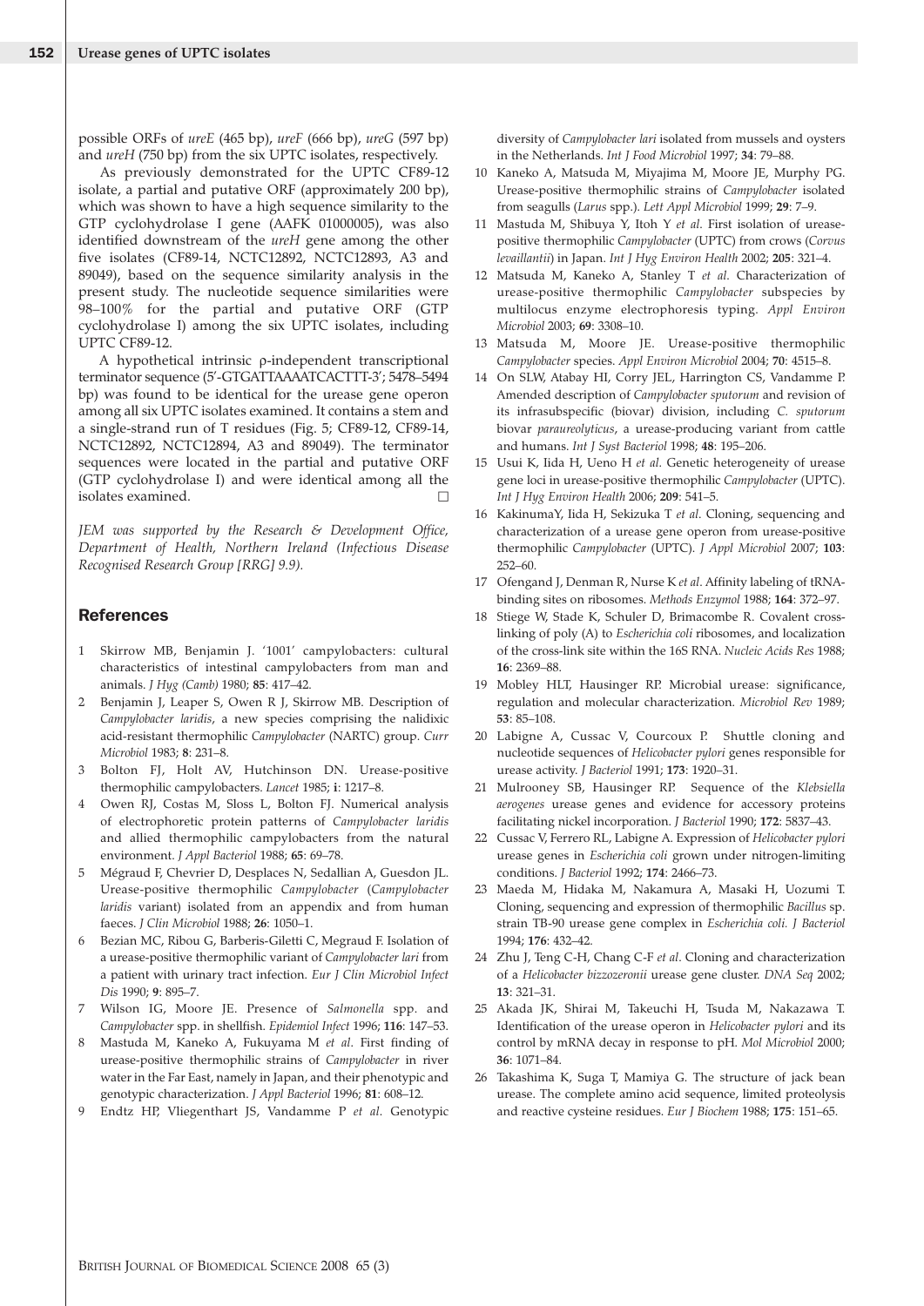possible ORFs of *ureE* (465 bp), *ureF* (666 bp), *ureG* (597 bp) and *ureH* (750 bp) from the six UPTC isolates, respectively.

As previously demonstrated for the UPTC CF89-12 isolate, a partial and putative ORF (approximately 200 bp), which was shown to have a high sequence similarity to the GTP cyclohydrolase I gene (AAFK 01000005), was also identified downstream of the *ureH* gene among the other five isolates (CF89-14, NCTC12892, NCTC12893, A3 and 89049), based on the sequence similarity analysis in the present study. The nucleotide sequence similarities were 98–100% for the partial and putative ORF (GTP cyclohydrolase I) among the six UPTC isolates, including UPTC CF89-12.

A hypothetical intrinsic ρ-independent transcriptional terminator sequence (5′-GTGATTAAAATCACTTT-3′; 5478–5494 bp) was found to be identical for the urease gene operon among all six UPTC isolates examined. It contains a stem and a single-strand run of T residues (Fig. 5; CF89-12, CF89-14, NCTC12892, NCTC12894, A3 and 89049). The terminator sequences were located in the partial and putative ORF (GTP cyclohydrolase I) and were identical among all the isolates examined. □

*JEM was supported by the Research & Development Office, Department of Health, Northern Ireland (Infectious Disease Recognised Research Group [RRG] 9.9).*

## References

1. Skirrow MB, Benjamin J. '1001' campylobacters: cultural characteristics of intestinal campylobacters from man and animals. *J Hyg (Camb)* 1980; **85**: 417–42.
2. Benjamin J, Leaper S, Owen R J, Skirrow MB. Description of *Campylobacter laridis*, a new species comprising the nalidixic acid-resistant thermophilic *Campylobacter* (NARTC) group. *Curr Microbiol* 1983; **8**: 231–8.
3. Bolton FJ, Holt AV, Hutchinson DN. Urease-positive thermophilic campylobacters. *Lancet* 1985; **i**: 1217–8.
4. Owen RJ, Costas M, Sloss L, Bolton FJ. Numerical analysis of electrophoretic protein patterns of *Campylobacter laridis* and allied thermophilic campylobacters from the natural environment. *J Appl Bacteriol* 1988; **65**: 69–78.
5. Mégraud F, Chevrier D, Desplaces N, Sedallian A, Guesdon JL. Urease-positive thermophilic *Campylobacter* (*Campylobacter laridis* variant) isolated from an appendix and from human faeces. *J Clin Microbiol* 1988; **26**: 1050–1.
6. Bezian MC, Ribou G, Barberis-Giletti C, Megraud F. Isolation of a urease-positive thermophilic variant of *Campylobacter lari* from a patient with urinary tract infection. *Eur J Clin Microbiol Infect Dis* 1990; **9**: 895–7.
7. Wilson IG, Moore JE. Presence of *Salmonella* spp. and *Campylobacter* spp. in shellfish. *Epidemiol Infect* 1996; **116**: 147–53.
8. Mastuda M, Kaneko A, Fukuyama M *et al*. First finding of urease-positive thermophilic strains of *Campylobacter* in river water in the Far East, namely in Japan, and their phenotypic and genotypic characterization. *J Appl Bacteriol* 1996; **81**: 608–12.
9. Endtz HP, Vliegenthart JS, Vandamme P *et al*. Genotypic diversity of *Campylobacter lari* isolated from mussels and oysters in the Netherlands. *Int J Food Microbiol* 1997; **34**: 79–88.
10. Kaneko A, Matsuda M, Miyajima M, Moore JE, Murphy PG. Urease-positive thermophilic strains of *Campylobacter* isolated from seagulls (*Larus* spp.). *Lett Appl Microbiol* 1999; **29**: 7–9.
11. Mastuda M, Shibuya Y, Itoh Y *et al*. First isolation of urease-positive thermophilic *Campylobacter* (UPTC) from crows (*Corvus levaillantii*) in Japan. *Int J Hyg Environ Health* 2002; **205**: 321–4.
12. Matsuda M, Kaneko A, Stanley T *et al*. Characterization of urease-positive thermophilic *Campylobacter* subspecies by multilocus enzyme electrophoresis typing. *Appl Environ Microbiol* 2003; **69**: 3308–10.
13. Matsuda M, Moore JE. Urease-positive thermophilic *Campylobacter* species. *Appl Environ Microbiol* 2004; **70**: 4515–8.
14. On SLW, Atabay HI, Corry JEL, Harrington CS, Vandamme P. Amended description of *Campylobacter sputorum* and revision of its infrasubspecific (biovar) division, including *C. sputorum* biovar *paraureolyticus*, a urease-producing variant from cattle and humans. *Int J Syst Bacteriol* 1998; **48**: 195–206.
15. Usui K, Iida H, Ueno H *et al*. Genetic heterogeneity of urease gene loci in urease-positive thermophilic *Campylobacter* (UPTC). *Int J Hyg Environ Health* 2006; **209**: 541–5.
16. KakinumaY, Iida H, Sekizuka T *et al*. Cloning, sequencing and characterization of a urease gene operon from urease-positive thermophilic *Campylobacter* (UPTC). *J Appl Microbiol* 2007; **103**: 252–60.
17. Ofengand J, Denman R, Nurse K *et al*. Affinity labeling of tRNA-binding sites on ribosomes. *Methods Enzymol* 1988; **164**: 372–97.
18. Stiege W, Stade K, Schuler D, Brimacombe R. Covalent cross-linking of poly (A) to *Escherichia coli* ribosomes, and localization of the cross-link site within the 16S RNA. *Nucleic Acids Res* 1988; **16**: 2369–88.
19. Mobley HLT, Hausinger RP. Microbial urease: significance, regulation and molecular characterization. *Microbiol Rev* 1989; **53**: 85–108.
20. Labigne A, Cussac V, Courcoux P. Shuttle cloning and nucleotide sequences of *Helicobacter pylori* genes responsible for urease activity. *J Bacteriol* 1991; **173**: 1920–31.
21. Mulrooney SB, Hausinger RP. Sequence of the *Klebsiella aerogenes* urease genes and evidence for accessory proteins facilitating nickel incorporation. *J Bacteriol* 1990; **172**: 5837–43.
22. Cussac V, Ferrero RL, Labigne A. Expression of *Helicobacter pylori* urease genes in *Escherichia coli* grown under nitrogen-limiting conditions. *J Bacteriol* 1992; **174**: 2466–73.
23. Maeda M, Hidaka M, Nakamura A, Masaki H, Uozumi T. Cloning, sequencing and expression of thermophilic *Bacillus* sp. strain TB-90 urease gene complex in *Escherichia coli. J Bacteriol* 1994; **176**: 432–42.
24. Zhu J, Teng C-H, Chang C-F *et al*. Cloning and characterization of a *Helicobacter bizzozeronii* urease gene cluster. *DNA Seq* 2002; **13**: 321–31.
25. Akada JK, Shirai M, Takeuchi H, Tsuda M, Nakazawa T. Identification of the urease operon in *Helicobacter pylori* and its control by mRNA decay in response to pH. *Mol Microbiol* 2000; **36**: 1071–84.
26. Takashima K, Suga T, Mamiya G. The structure of jack bean urease. The complete amino acid sequence, limited proteolysis and reactive cysteine residues. *Eur J Biochem* 1988; **175**: 151–65.